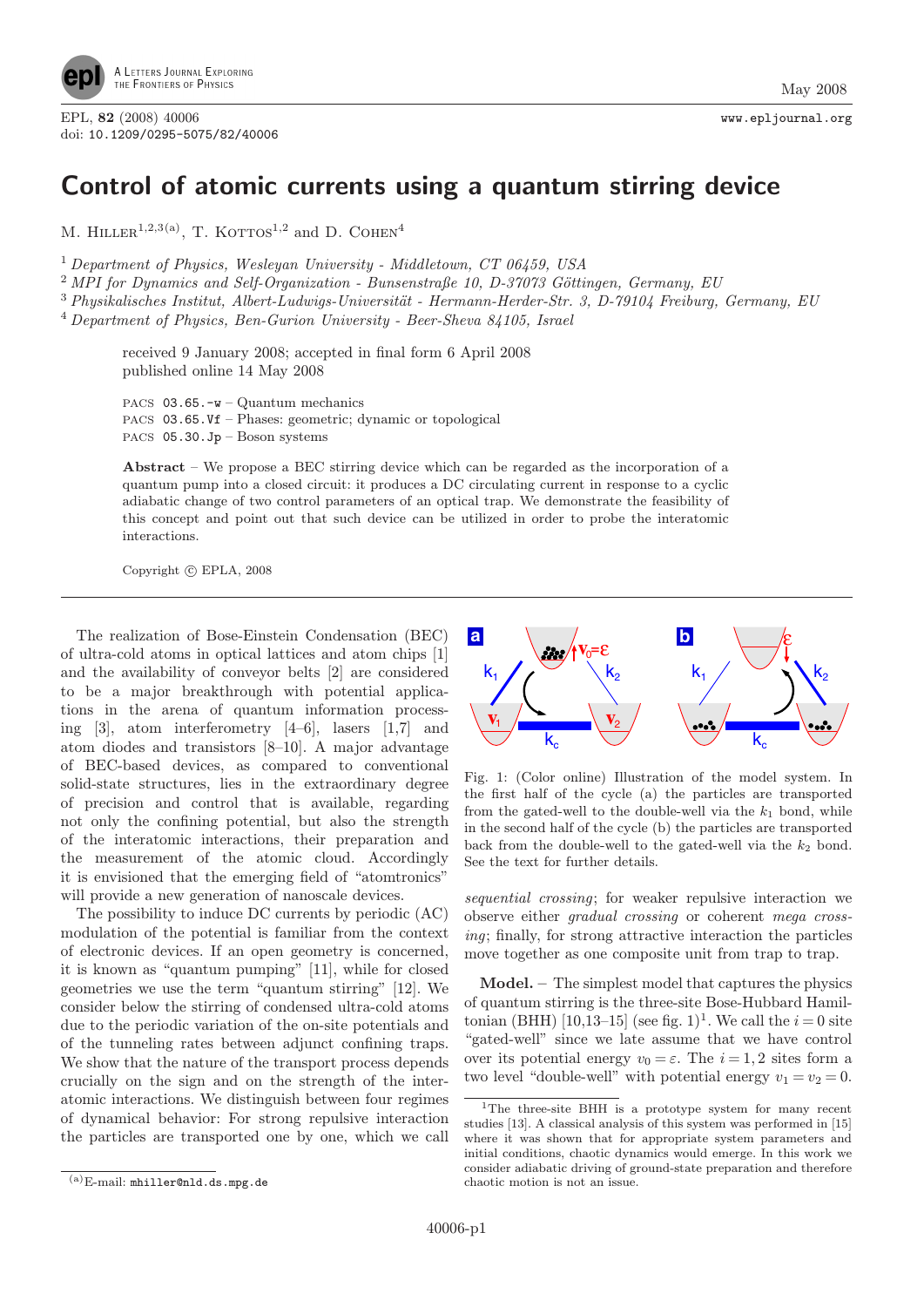# Control of atomic currents using a quantum stirring device

M. Hiller[1,2,3(a)], T. Kottos[1,2] and D. Cohen[4]

[1] *Department of Physics, Wesleyan University - Middletown, CT 06459, USA*
[2] *MPI for Dynamics and Self-Organization - Bunsenstraße 10, D-37073 Göttingen, Germany, EU*
[3] *Physikalisches Institut, Albert-Ludwigs-Universität - Hermann-Herder-Str. 3, D-79104 Freiburg, Germany, EU*
[4] *Department of Physics, Ben-Gurion University - Beer-Sheva 84105, Israel*

received 9 January 2008; accepted in final form 6 April 2008
published online 14 May 2008

PACS 03.65.-w – Quantum mechanics
PACS 03.65.Vf – Phases: geometric; dynamic or topological
PACS 05.30.Jp – Boson systems

**Abstract** – We propose a BEC stirring device which can be regarded as the incorporation of a quantum pump into a closed circuit: it produces a DC circulating current in response to a cyclic adiabatic change of two control parameters of an optical trap. We demonstrate the feasibility of this concept and point out that such device can be utilized in order to probe the interatomic interactions.

Copyright © EPLA, 2008

The realization of Bose-Einstein Condensation (BEC) of ultra-cold atoms in optical lattices and atom chips [1] and the availability of conveyor belts [2] are considered to be a major breakthrough with potential applications in the arena of quantum information processing [3], atom interferometry [4–6], lasers [1,7] and atom diodes and transistors [8–10]. A major advantage of BEC-based devices, as compared to conventional solid-state structures, lies in the extraordinary degree of precision and control that is available, regarding not only the confining potential, but also the strength of the interatomic interactions, their preparation and the measurement of the atomic cloud. Accordingly it is envisioned that the emerging field of "atomtronics" will provide a new generation of nanoscale devices.

The possibility to induce DC currents by periodic (AC) modulation of the potential is familiar from the context of electronic devices. If an open geometry is concerned, it is known as "quantum pumping" [11], while for closed geometries we use the term "quantum stirring" [12]. We consider below the stirring of condensed ultra-cold atoms due to the periodic variation of the on-site potentials and of the tunneling rates between adjunct confining traps. We show that the nature of the transport process depends crucially on the sign and on the strength of the interatomic interactions. We distinguish between four regimes of dynamical behavior: For strong repulsive interaction the particles are transported one by one, which we call *sequential crossing*; for weaker repulsive interaction we observe either *gradual crossing* or coherent *mega crossing*; finally, for strong attractive interaction the particles move together as one composite unit from trap to trap.

Fig. 1: (Color online) Illustration of the model system. In the first half of the cycle (a) the particles are transported from the gated-well to the double-well via the $k_1$ bond, while in the second half of the cycle (b) the particles are transported back from the double-well to the gated-well via the $k_2$ bond. See the text for further details.

**Model.** – The simplest model that captures the physics of quantum stirring is the three-site Bose-Hubbard Hamiltonian (BHH) [10,13–15] (see fig. 1)[1]. We call the $i=0$ site "gated-well" since we late assume that we have control over its potential energy $v_0=\varepsilon$. The $i=1,2$ sites form a two level "double-well" with potential energy $v_1=v_2=0$.

[1] The three-site BHH is a prototype system for many recent studies [13]. A classical analysis of this system was performed in [15] where it was shown that for appropriate system parameters and initial conditions, chaotic dynamics would emerge. In this work we consider adiabatic driving of ground-state preparation and therefore chaotic motion is not an issue.

(a) E-mail: mhiller@nld.ds.mpg.de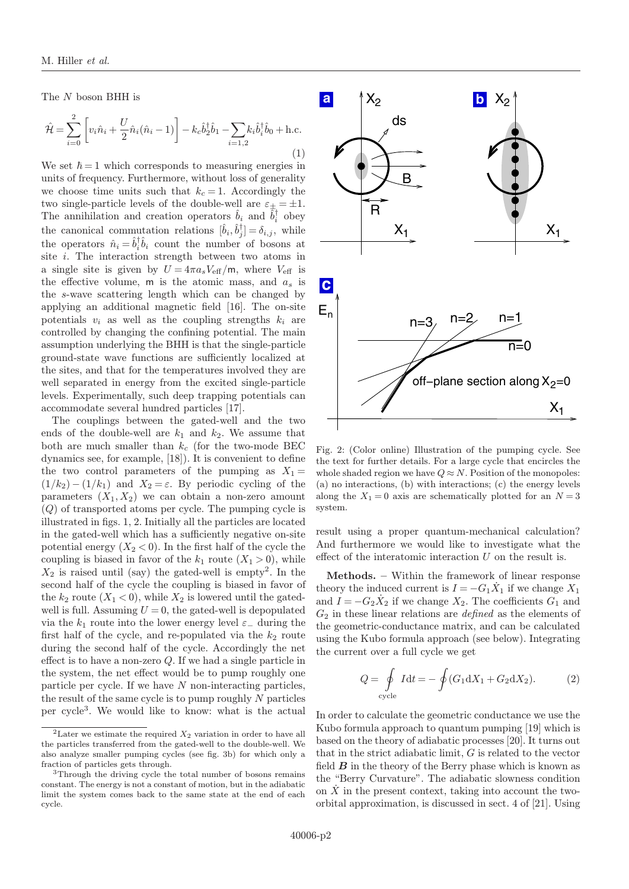The $N$ boson BHH is

$$\hat{\mathcal{H}} = \sum_{i=0}^{2}\left[v_i\hat{n}_i + \frac{U}{2}\hat{n}_i(\hat{n}_i-1)\right] - k_c\hat{b}_2^\dagger\hat{b}_1 - \sum_{i=1,2}k_i\hat{b}_i^\dagger\hat{b}_0 + \text{h.c.} \tag{1}$$

We set $\hbar = 1$ which corresponds to measuring energies in units of frequency. Furthermore, without loss of generality we choose time units such that $k_c = 1$. Accordingly the two single-particle levels of the double-well are $\varepsilon_\pm = \pm 1$. The annihilation and creation operators $\hat{b}_i$ and $\hat{b}_i^\dagger$ obey the canonical commutation relations $[\hat{b}_i, \hat{b}_j^\dagger] = \delta_{i,j}$, while the operators $\hat{n}_i = \hat{b}_i^\dagger\hat{b}_i$ count the number of bosons at site $i$. The interaction strength between two atoms in a single site is given by $U = 4\pi a_s V_{\text{eff}}/\mathsf{m}$, where $V_{\text{eff}}$ is the effective volume, $\mathsf{m}$ is the atomic mass, and $a_s$ is the $s$-wave scattering length which can be changed by applying an additional magnetic field [16]. The on-site potentials $v_i$ as well as the coupling strengths $k_i$ are controlled by changing the confining potential. The main assumption underlying the BHH is that the single-particle ground-state wave functions are sufficiently localized at the sites, and that for the temperatures involved they are well separated in energy from the excited single-particle levels. Experimentally, such deep trapping potentials can accommodate several hundred particles [17].

The couplings between the gated-well and the two ends of the double-well are $k_1$ and $k_2$. We assume that both are much smaller than $k_c$ (for the two-mode BEC dynamics see, for example, [18]). It is convenient to define the two control parameters of the pumping as $X_1 = (1/k_2) - (1/k_1)$ and $X_2 = \varepsilon$. By periodic cycling of the parameters $(X_1, X_2)$ we can obtain a non-zero amount $(Q)$ of transported atoms per cycle. The pumping cycle is illustrated in figs. 1, 2. Initially all the particles are located in the gated-well which has a sufficiently negative on-site potential energy ($X_2 < 0$). In the first half of the cycle the coupling is biased in favor of the $k_1$ route ($X_1 > 0$), while $X_2$ is raised until (say) the gated-well is empty[2]. In the second half of the cycle the coupling is biased in favor of the $k_2$ route ($X_1 < 0$), while $X_2$ is lowered until the gated-well is full. Assuming $U = 0$, the gated-well is depopulated via the $k_1$ route into the lower energy level $\varepsilon_-$ during the first half of the cycle, and re-populated via the $k_2$ route during the second half of the cycle. Accordingly the net effect is to have a non-zero $Q$. If we had a single particle in the system, the net effect would be to pump roughly one particle per cycle. If we have $N$ non-interacting particles, the result of the same cycle is to pump roughly $N$ particles per cycle[3]. We would like to know: what is the actual result using a proper quantum-mechanical calculation? And furthermore we would like to investigate what the effect of the interatomic interaction $U$ on the result is.

[2] Later we estimate the required $X_2$ variation in order to have all the particles transferred from the gated-well to the double-well. We also analyze smaller pumping cycles (see fig. 3b) for which only a fraction of particles gets through.

[3] Through the driving cycle the total number of bosons remains constant. The energy is not a constant of motion, but in the adiabatic limit the system comes back to the same state at the end of each cycle.

Fig. 2: (Color online) Illustration of the pumping cycle. See the text for further details. For a large cycle that encircles the whole shaded region we have $Q \approx N$. Position of the monopoles: (a) no interactions, (b) with interactions; (c) the energy levels along the $X_1 = 0$ axis are schematically plotted for an $N = 3$ system.

**Methods.** – Within the framework of linear response theory the induced current is $I = -G_1\dot{X}_1$ if we change $X_1$ and $I = -G_2\dot{X}_2$ if we change $X_2$. The coefficients $G_1$ and $G_2$ in these linear relations are *defined* as the elements of the geometric-conductance matrix, and can be calculated using the Kubo formula approach (see below). Integrating the current over a full cycle we get

$$Q = \oint_{\text{cycle}} I\text{d}t = -\oint(G_1\text{d}X_1 + G_2\text{d}X_2). \tag{2}$$

In order to calculate the geometric conductance we use the Kubo formula approach to quantum pumping [19] which is based on the theory of adiabatic processes [20]. It turns out that in the strict adiabatic limit, $G$ is related to the vector field $\boldsymbol{B}$ in the theory of the Berry phase which is known as the "Berry Curvature". The adiabatic slowness condition on $\dot{X}$ in the present context, taking into account the two-orbital approximation, is discussed in sect. 4 of [21]. Using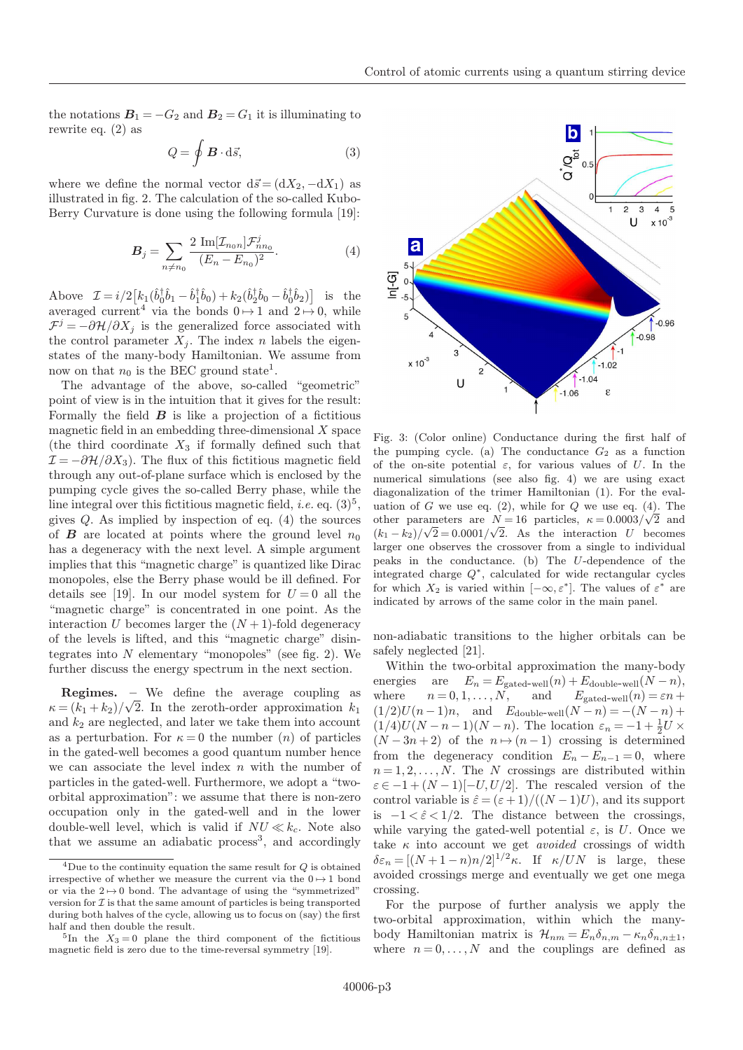the notations $\boldsymbol{B}_1 = -G_2$ and $\boldsymbol{B}_2 = G_1$ it is illuminating to rewrite eq. (2) as

$$Q = \oint \boldsymbol{B} \cdot \mathrm{d}\vec{s}, \tag{3}$$

where we define the normal vector $\mathrm{d}\vec{s} = (\mathrm{d}X_2, -\mathrm{d}X_1)$ as illustrated in fig. 2. The calculation of the so-called Kubo-Berry Curvature is done using the following formula [19]:

$$\boldsymbol{B}_j = \sum_{n \neq n_0} \frac{2\,\mathrm{Im}[\mathcal{I}_{n_0 n}] \mathcal{F}^j_{n n_0}}{(E_n - E_{n_0})^2}. \tag{4}$$

Above $\mathcal{I} = i/2\left[k_1(\hat{b}_0^\dagger \hat{b}_1 - \hat{b}_1^\dagger \hat{b}_0) + k_2(\hat{b}_2^\dagger \hat{b}_0 - \hat{b}_0^\dagger \hat{b}_2)\right]$ is the averaged current[4] via the bonds $0 \mapsto 1$ and $2 \mapsto 0$, while $\mathcal{F}^j = -\partial \mathcal{H}/\partial X_j$ is the generalized force associated with the control parameter $X_j$. The index $n$ labels the eigenstates of the many-body Hamiltonian. We assume from now on that $n_0$ is the BEC ground state[1].

The advantage of the above, so-called "geometric" point of view is in the intuition that it gives for the result: Formally the field $\boldsymbol{B}$ is like a projection of a fictitious magnetic field in an embedding three-dimensional $X$ space (the third coordinate $X_3$ if formally defined such that $\mathcal{I} = -\partial \mathcal{H}/\partial X_3$). The flux of this fictitious magnetic field through any out-of-plane surface which is enclosed by the pumping cycle gives the so-called Berry phase, while the line integral over this fictitious magnetic field, *i.e.* eq. (3)[5], gives $Q$. As implied by inspection of eq. (4) the sources of $\boldsymbol{B}$ are located at points where the ground level $n_0$ has a degeneracy with the next level. A simple argument implies that this "magnetic charge" is quantized like Dirac monopoles, else the Berry phase would be ill defined. For details see [19]. In our model system for $U = 0$ all the "magnetic charge" is concentrated in one point. As the interaction $U$ becomes larger the $(N+1)$-fold degeneracy of the levels is lifted, and this "magnetic charge" disintegrates into $N$ elementary "monopoles" (see fig. 2). We further discuss the energy spectrum in the next section.

**Regimes.** – We define the average coupling as $\kappa = (k_1 + k_2)/\sqrt{2}$. In the zeroth-order approximation $k_1$ and $k_2$ are neglected, and later we take them into account as a perturbation. For $\kappa = 0$ the number ($n$) of particles in the gated-well becomes a good quantum number hence we can associate the level index $n$ with the number of particles in the gated-well. Furthermore, we adopt a "two-orbital approximation": we assume that there is non-zero occupation only in the gated-well and in the lower double-well level, which is valid if $NU \ll k_c$. Note also that we assume an adiabatic process[3], and accordingly non-adiabatic transitions to the higher orbitals can be safely neglected [21].

[4] Due to the continuity equation the same result for $Q$ is obtained irrespective of whether we measure the current via the $0 \mapsto 1$ bond or via the $2 \mapsto 0$ bond. The advantage of using the "symmetrized" version for $\mathcal{I}$ is that the same amount of particles is being transported during both halves of the cycle, allowing us to focus on (say) the first half and then double the result.

[5] In the $X_3 = 0$ plane the third component of the fictitious magnetic field is zero due to the time-reversal symmetry [19].

Fig. 3: (Color online) Conductance during the first half of the pumping cycle. (a) The conductance $G_2$ as a function of the on-site potential $\varepsilon$, for various values of $U$. In the numerical simulations (see also fig. 4) we are using exact diagonalization of the trimer Hamiltonian (1). For the evaluation of $G$ we use eq. (2), while for $Q$ we use eq. (4). The other parameters are $N = 16$ particles, $\kappa = 0.0003/\sqrt{2}$ and $(k_1 - k_2)/\sqrt{2} = 0.0001/\sqrt{2}$. As the interaction $U$ becomes larger one observes the crossover from a single to individual peaks in the conductance. (b) The $U$-dependence of the integrated charge $Q^*$, calculated for wide rectangular cycles for which $X_2$ is varied within $[-\infty, \varepsilon^*]$. The values of $\varepsilon^*$ are indicated by arrows of the same color in the main panel.

Within the two-orbital approximation the many-body energies are $E_n = E_{\text{gated-well}}(n) + E_{\text{double-well}}(N-n)$, where $n = 0, 1, \ldots, N$, and $E_{\text{gated-well}}(n) = \varepsilon n + (1/2)U(n-1)n$, and $E_{\text{double-well}}(N-n) = -(N-n) + (1/4)U(N-n-1)(N-n)$. The location $\varepsilon_n = -1 + \frac{1}{2}U \times (N - 3n + 2)$ of the $n \mapsto (n-1)$ crossing is determined from the degeneracy condition $E_n - E_{n-1} = 0$, where $n = 1, 2, \ldots, N$. The $N$ crossings are distributed within $\varepsilon \in -1 + (N-1)[-U, U/2]$. The rescaled version of the control variable is $\hat{\varepsilon} = (\varepsilon + 1)/((N-1)U)$, and its support is $-1 < \hat{\varepsilon} < 1/2$. The distance between the crossings, while varying the gated-well potential $\varepsilon$, is $U$. Once we take $\kappa$ into account we get *avoided* crossings of width $\delta\varepsilon_n = [(N+1-n)n/2]^{1/2}\kappa$. If $\kappa/UN$ is large, these avoided crossings merge and eventually we get one mega crossing.

For the purpose of further analysis we apply the two-orbital approximation, within which the many-body Hamiltonian matrix is $\mathcal{H}_{nm} = E_n \delta_{n,m} - \kappa_n \delta_{n,n\pm 1}$, where $n = 0, \ldots, N$ and the couplings are defined as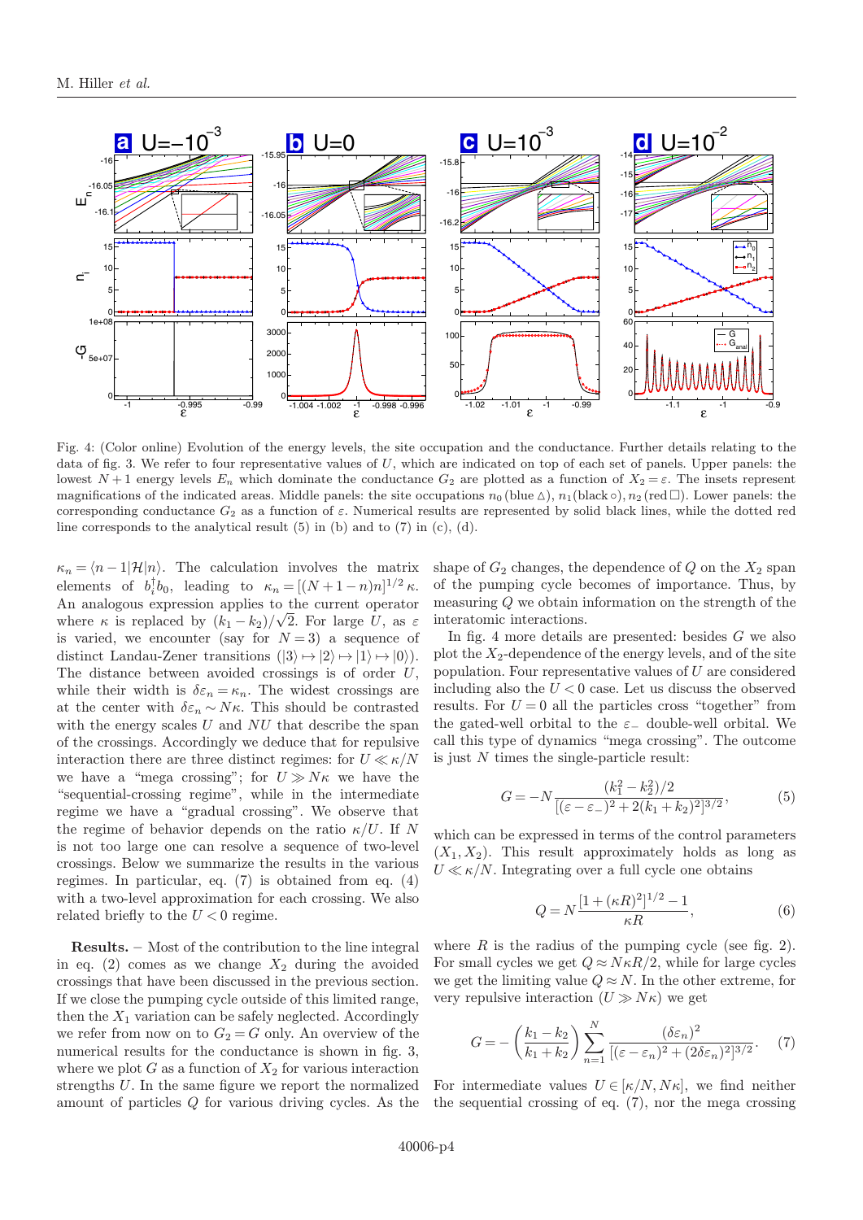Fig. 4: (Color online) Evolution of the energy levels, the site occupation and the conductance. Further details relating to the data of fig. 3. We refer to four representative values of $U$, which are indicated on top of each set of panels. Upper panels: the lowest $N+1$ energy levels $E_n$ which dominate the conductance $G_2$ are plotted as a function of $X_2 = \varepsilon$. The insets represent magnifications of the indicated areas. Middle panels: the site occupations $n_0$ (blue △), $n_1$(black ○), $n_2$ (red □). Lower panels: the corresponding conductance $G_2$ as a function of $\varepsilon$. Numerical results are represented by solid black lines, while the dotted red line corresponds to the analytical result (5) in (b) and to (7) in (c), (d).

$\kappa_n = \langle n-1|\mathcal{H}|n\rangle$. The calculation involves the matrix elements of $b_i^\dagger b_0$, leading to $\kappa_n = [(N+1-n)n]^{1/2}\kappa$. An analogous expression applies to the current operator where $\kappa$ is replaced by $(k_1-k_2)/\sqrt{2}$. For large $U$, as $\varepsilon$ is varied, we encounter (say for $N=3$) a sequence of distinct Landau-Zener transitions ($|3\rangle \mapsto |2\rangle \mapsto |1\rangle \mapsto |0\rangle$). The distance between avoided crossings is of order $U$, while their width is $\delta\varepsilon_n = \kappa_n$. The widest crossings are at the center with $\delta\varepsilon_n \sim N\kappa$. This should be contrasted with the energy scales $U$ and $NU$ that describe the span of the crossings. Accordingly we deduce that for repulsive interaction there are three distinct regimes: for $U \ll \kappa/N$ we have a "mega crossing"; for $U \gg N\kappa$ we have the "sequential-crossing regime", while in the intermediate regime we have a "gradual crossing". We observe that the regime of behavior depends on the ratio $\kappa/U$. If $N$ is not too large one can resolve a sequence of two-level crossings. Below we summarize the results in the various regimes. In particular, eq. (7) is obtained from eq. (4) with a two-level approximation for each crossing. We also related briefly to the $U<0$ regime.

**Results.** – Most of the contribution to the line integral in eq. (2) comes as we change $X_2$ during the avoided crossings that have been discussed in the previous section. If we close the pumping cycle outside of this limited range, then the $X_1$ variation can be safely neglected. Accordingly we refer from now on to $G_2 = G$ only. An overview of the numerical results for the conductance is shown in fig. 3, where we plot $G$ as a function of $X_2$ for various interaction strengths $U$. In the same figure we report the normalized amount of particles $Q$ for various driving cycles. As the shape of $G_2$ changes, the dependence of $Q$ on the $X_2$ span of the pumping cycle becomes of importance. Thus, by measuring $Q$ we obtain information on the strength of the interatomic interactions.

In fig. 4 more details are presented: besides $G$ we also plot the $X_2$-dependence of the energy levels, and of the site population. Four representative values of $U$ are considered including also the $U<0$ case. Let us discuss the observed results. For $U=0$ all the particles cross "together" from the gated-well orbital to the $\varepsilon_-$ double-well orbital. We call this type of dynamics "mega crossing". The outcome is just $N$ times the single-particle result:

$$G = -N\frac{(k_1^2-k_2^2)/2}{[(\varepsilon-\varepsilon_-)^2 + 2(k_1+k_2)^2]^{3/2}}, \tag{5}$$

which can be expressed in terms of the control parameters $(X_1, X_2)$. This result approximately holds as long as $U \ll \kappa/N$. Integrating over a full cycle one obtains

$$Q = N\frac{[1+(\kappa R)^2]^{1/2}-1}{\kappa R}, \tag{6}$$

where $R$ is the radius of the pumping cycle (see fig. 2). For small cycles we get $Q \approx N\kappa R/2$, while for large cycles we get the limiting value $Q \approx N$. In the other extreme, for very repulsive interaction ($U \gg N\kappa$) we get

$$G = -\left(\frac{k_1-k_2}{k_1+k_2}\right)\sum_{n=1}^{N}\frac{(\delta\varepsilon_n)^2}{[(\varepsilon-\varepsilon_n)^2+(2\delta\varepsilon_n)^2]^{3/2}}. \tag{7}$$

For intermediate values $U \in [\kappa/N, N\kappa]$, we find neither the sequential crossing of eq. (7), nor the mega crossing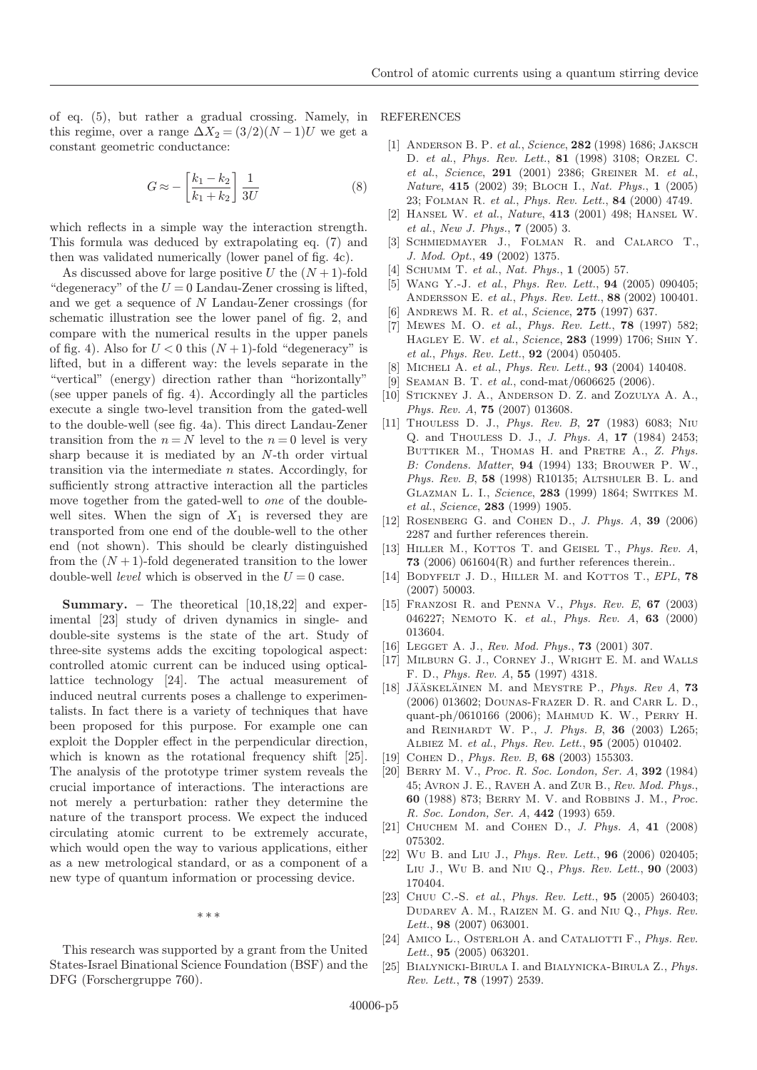of eq. (5), but rather a gradual crossing. Namely, in this regime, over a range $\Delta X_2 = (3/2)(N-1)U$ we get a constant geometric conductance:

$$G \approx -\left[\frac{k_1 - k_2}{k_1 + k_2}\right] \frac{1}{3U} \tag{8}$$

which reflects in a simple way the interaction strength. This formula was deduced by extrapolating eq. (7) and then was validated numerically (lower panel of fig. 4c).

As discussed above for large positive $U$ the $(N+1)$-fold "degeneracy" of the $U=0$ Landau-Zener crossing is lifted, and we get a sequence of $N$ Landau-Zener crossings (for schematic illustration see the lower panel of fig. 2, and compare with the numerical results in the upper panels of fig. 4). Also for $U<0$ this $(N+1)$-fold "degeneracy" is lifted, but in a different way: the levels separate in the "vertical" (energy) direction rather than "horizontally" (see upper panels of fig. 4). Accordingly all the particles execute a single two-level transition from the gated-well to the double-well (see fig. 4a). This direct Landau-Zener transition from the $n=N$ level to the $n=0$ level is very sharp because it is mediated by an $N$-th order virtual transition via the intermediate $n$ states. Accordingly, for sufficiently strong attractive interaction all the particles move together from the gated-well to *one* of the double-well sites. When the sign of $X_1$ is reversed they are transported from one end of the double-well to the other end (not shown). This should be clearly distinguished from the $(N+1)$-fold degenerated transition to the lower double-well *level* which is observed in the $U=0$ case.

**Summary.** – The theoretical [10,18,22] and experimental [23] study of driven dynamics in single- and double-site systems is the state of the art. Study of three-site systems adds the exciting topological aspect: controlled atomic current can be induced using optical-lattice technology [24]. The actual measurement of induced neutral currents poses a challenge to experimentalists. In fact there is a variety of techniques that have been proposed for this purpose. For example one can exploit the Doppler effect in the perpendicular direction, which is known as the rotational frequency shift [25]. The analysis of the prototype trimer system reveals the crucial importance of interactions. The interactions are not merely a perturbation: rather they determine the nature of the transport process. We expect the induced circulating atomic current to be extremely accurate, which would open the way to various applications, either as a new metrological standard, or as a component of a new type of quantum information or processing device.

\* \* \*

This research was supported by a grant from the United States-Israel Binational Science Foundation (BSF) and the DFG (Forschergruppe 760).

REFERENCES

[1] Anderson B. P. *et al.*, *Science*, **282** (1998) 1686; Jaksch D. *et al.*, *Phys. Rev. Lett.*, **81** (1998) 3108; Orzel C. *et al.*, *Science*, **291** (2001) 2386; Greiner M. *et al.*, *Nature*, **415** (2002) 39; Bloch I., *Nat. Phys.*, **1** (2005) 23; Folman R. *et al.*, *Phys. Rev. Lett.*, **84** (2000) 4749.

[2] Hansel W. *et al.*, *Nature*, **413** (2001) 498; Hansel W. *et al.*, *New J. Phys.*, **7** (2005) 3.

[3] Schmiedmayer J., Folman R. and Calarco T., *J. Mod. Opt.*, **49** (2002) 1375.

[4] Schumm T. *et al.*, *Nat. Phys.*, **1** (2005) 57.

[5] Wang Y.-J. *et al.*, *Phys. Rev. Lett.*, **94** (2005) 090405; Andersson E. *et al.*, *Phys. Rev. Lett.*, **88** (2002) 100401.

[6] Andrews M. R. *et al.*, *Science*, **275** (1997) 637.

[7] Mewes M. O. *et al.*, *Phys. Rev. Lett.*, **78** (1997) 582; Hagley E. W. *et al.*, *Science*, **283** (1999) 1706; Shin Y. *et al.*, *Phys. Rev. Lett.*, **92** (2004) 050405.

[8] Micheli A. *et al.*, *Phys. Rev. Lett.*, **93** (2004) 140408.

[9] Seaman B. T. *et al.*, cond-mat/0606625 (2006).

[10] Stickney J. A., Anderson D. Z. and Zozulya A. A., *Phys. Rev. A*, **75** (2007) 013608.

[11] Thouless D. J., *Phys. Rev. B*, **27** (1983) 6083; Niu Q. and Thouless D. J., *J. Phys. A*, **17** (1984) 2453; Buttiker M., Thomas H. and Pretre A., *Z. Phys. B: Condens. Matter*, **94** (1994) 133; Brouwer P. W., *Phys. Rev. B*, **58** (1998) R10135; Altshuler B. L. and Glazman L. I., *Science*, **283** (1999) 1864; Switkes M. *et al.*, *Science*, **283** (1999) 1905.

[12] Rosenberg G. and Cohen D., *J. Phys. A*, **39** (2006) 2287 and further references therein.

[13] Hiller M., Kottos T. and Geisel T., *Phys. Rev. A*, **73** (2006) 061604(R) and further references therein..

[14] Bodyfelt J. D., Hiller M. and Kottos T., *EPL*, **78** (2007) 50003.

[15] Franzosi R. and Penna V., *Phys. Rev. E*, **67** (2003) 046227; Nemoto K. *et al.*, *Phys. Rev. A*, **63** (2000) 013604.

[16] Legget A. J., *Rev. Mod. Phys.*, **73** (2001) 307.

[17] Milburn G. J., Corney J., Wright E. M. and Walls F. D., *Phys. Rev. A*, **55** (1997) 4318.

[18] Jääskeläinen M. and Meystre P., *Phys. Rev A*, **73** (2006) 013602; Dounas-Frazer D. R. and Carr L. D., quant-ph/0610166 (2006); Mahmud K. W., Perry H. and Reinhardt W. P., *J. Phys. B*, **36** (2003) L265; Albiez M. *et al.*, *Phys. Rev. Lett.*, **95** (2005) 010402.

[19] Cohen D., *Phys. Rev. B*, **68** (2003) 155303.

[20] Berry M. V., *Proc. R. Soc. London, Ser. A*, **392** (1984) 45; Avron J. E., Raveh A. and Zur B., *Rev. Mod. Phys.*, **60** (1988) 873; Berry M. V. and Robbins J. M., *Proc. R. Soc. London, Ser. A*, **442** (1993) 659.

[21] Chuchem M. and Cohen D., *J. Phys. A*, **41** (2008) 075302.

[22] Wu B. and Liu J., *Phys. Rev. Lett.*, **96** (2006) 020405; Liu J., Wu B. and Niu Q., *Phys. Rev. Lett.*, **90** (2003) 170404.

[23] Chuu C.-S. *et al.*, *Phys. Rev. Lett.*, **95** (2005) 260403; Dudarev A. M., Raizen M. G. and Niu Q., *Phys. Rev. Lett.*, **98** (2007) 063001.

[24] Amico L., Osterloh A. and Cataliotti F., *Phys. Rev. Lett.*, **95** (2005) 063201.

[25] Bialynicki-Birula I. and Bialynicka-Birula Z., *Phys. Rev. Lett.*, **78** (1997) 2539.